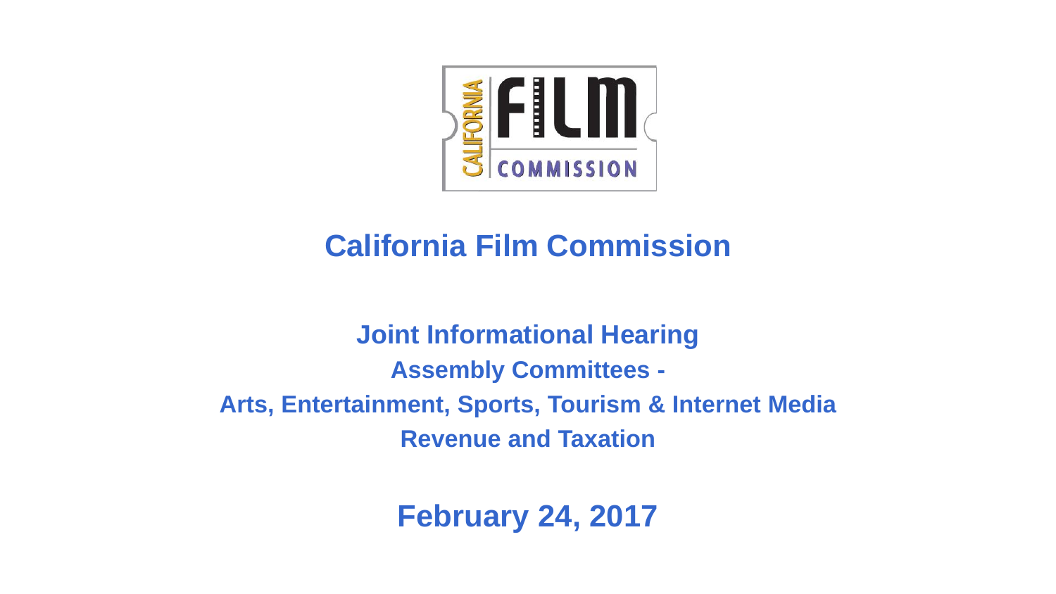# California Film Commission

## Joint Informational Hearing

**Assembly Committees -**

**Arts, Entertainment, Sports, Tourism & Internet Media**

**Revenue and Taxation**

## February 24, 2017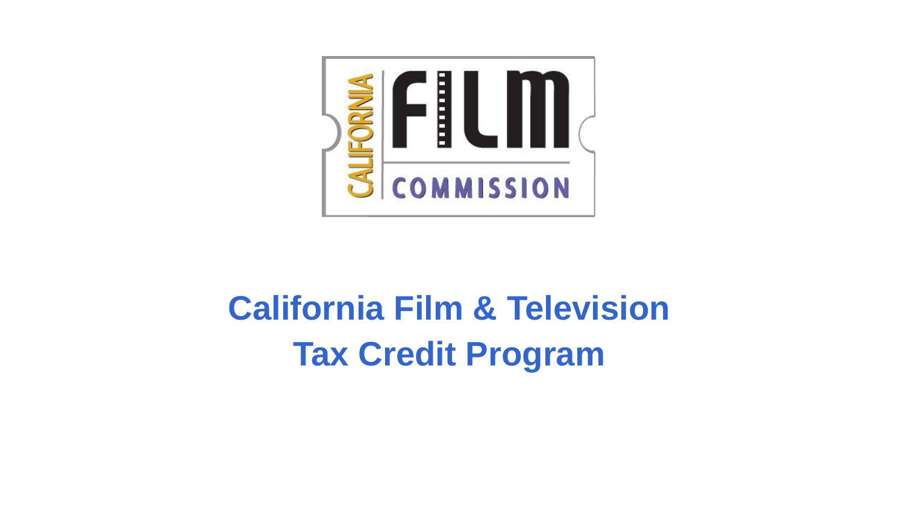# California Film & Television Tax Credit Program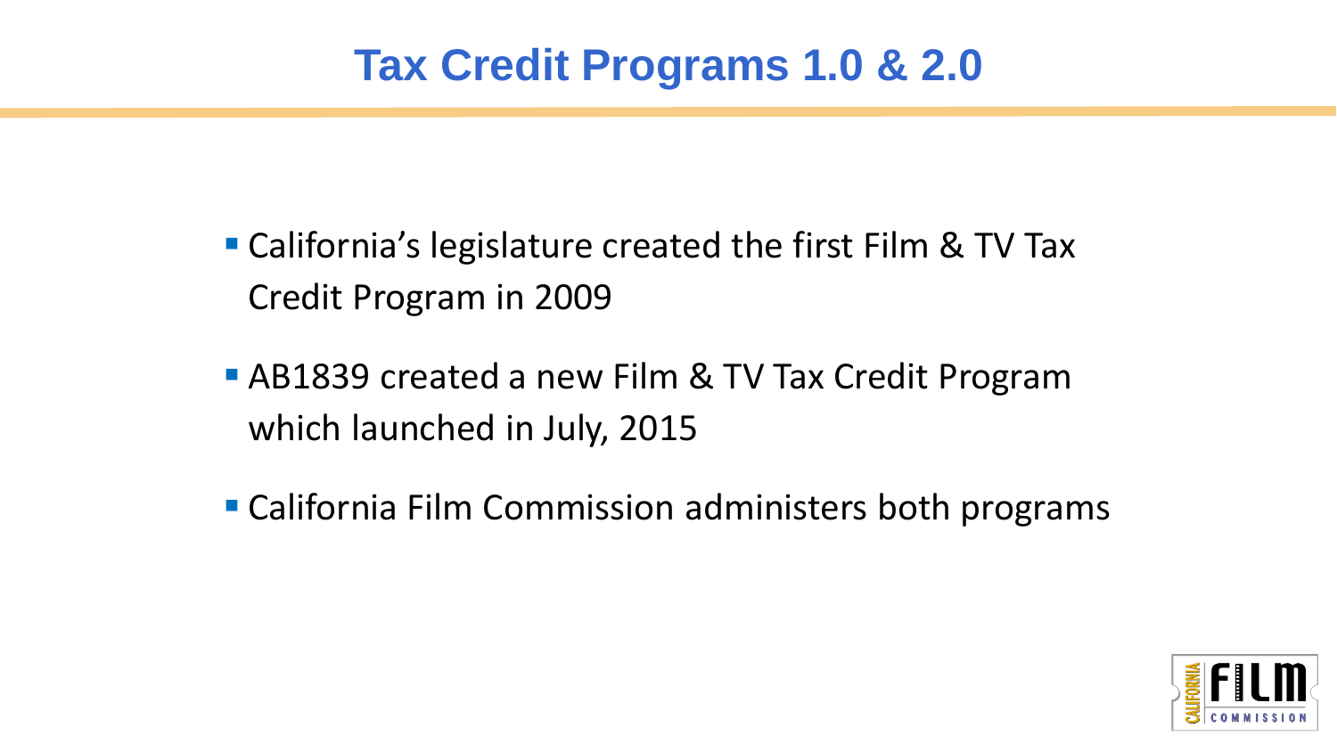# Tax Credit Programs 1.0 & 2.0

- California's legislature created the first Film & TV Tax Credit Program in 2009
- AB1839 created a new Film & TV Tax Credit Program which launched in July, 2015
- California Film Commission administers both programs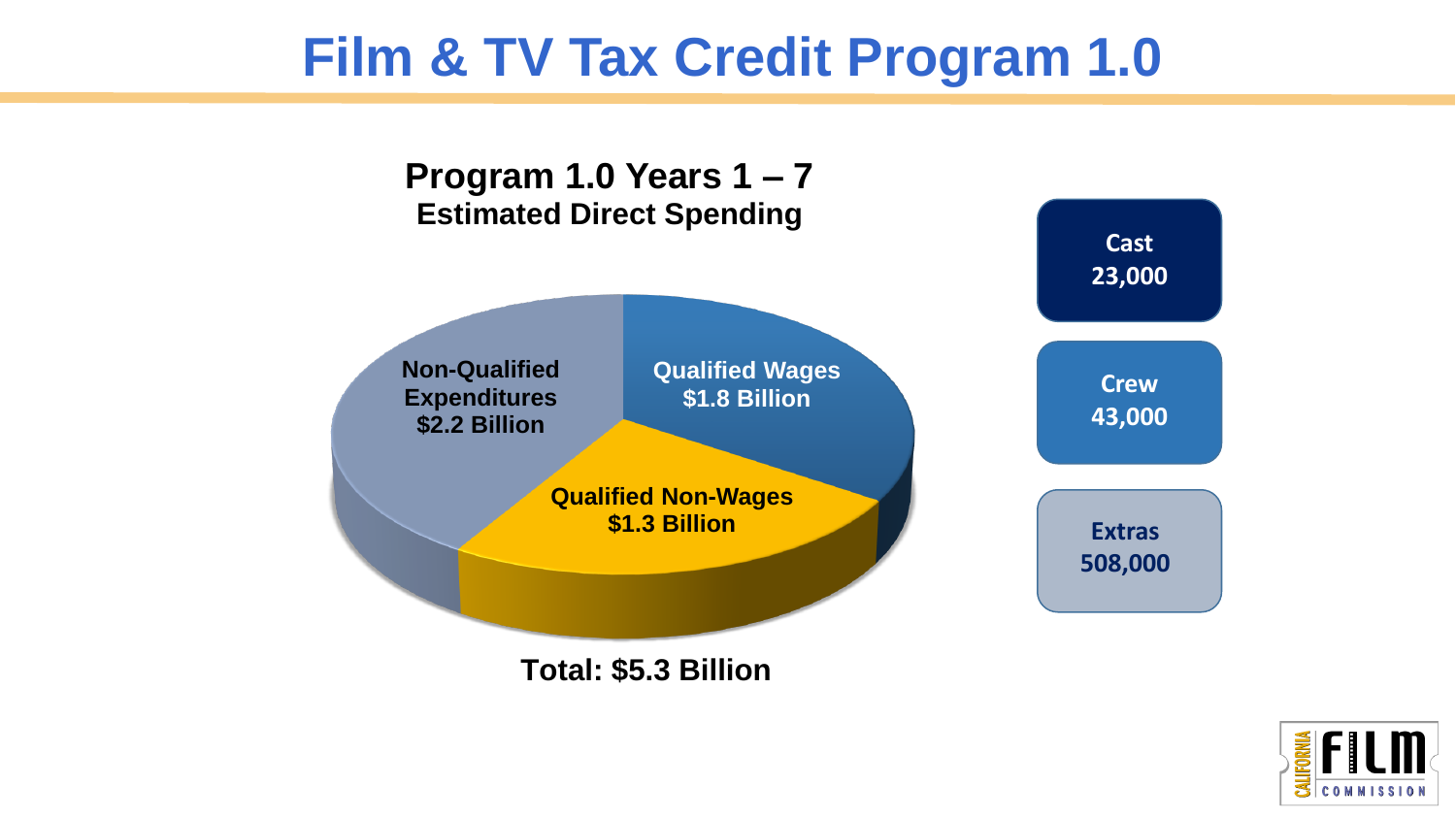# Film & TV Tax Credit Program 1.0

**Program 1.0 Years 1 – 7**
**Estimated Direct Spending**

- Non-Qualified Expenditures $2.2 Billion
- Qualified Wages $1.8 Billion
- Qualified Non-Wages $1.3 Billion

**Total: $5.3 Billion**

| Cast | Crew | Extras |
|---|---|---|
| 23,000 | 43,000 | 508,000 |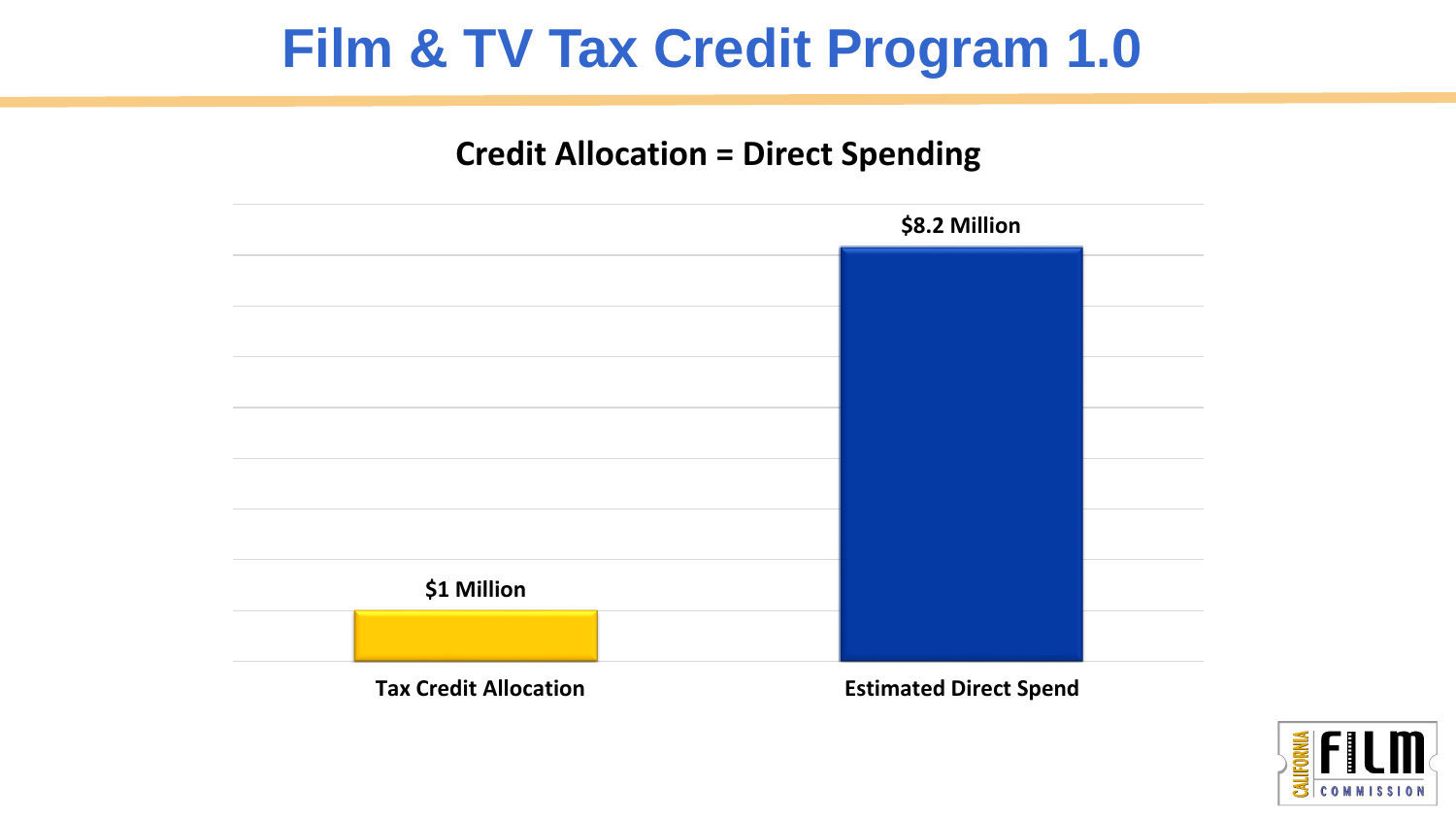# Film & TV Tax Credit Program 1.0

**Credit Allocation = Direct Spending**

| Tax Credit Allocation | Estimated Direct Spend |
| --- | --- |
| $1 Million | $8.2 Million |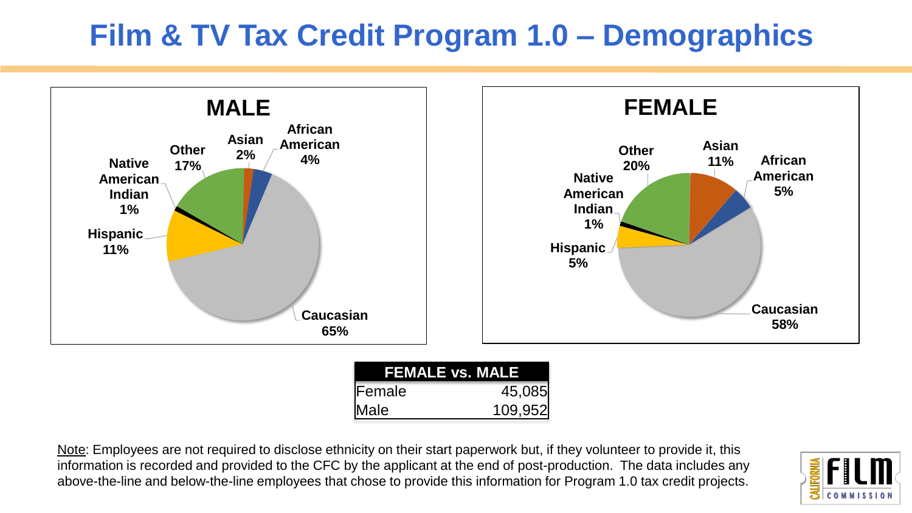# Film & TV Tax Credit Program 1.0 – Demographics

## MALE

| Ethnicity | Percentage |
|---|---|
| Caucasian | 65% |
| Other | 17% |
| Hispanic | 11% |
| African American | 4% |
| Asian | 2% |
| Native American Indian | 1% |

## FEMALE

| Ethnicity | Percentage |
|---|---|
| Caucasian | 58% |
| Other | 20% |
| Asian | 11% |
| African American | 5% |
| Hispanic | 5% |
| Native American Indian | 1% |

| FEMALE vs. MALE | |
|---|---|
| Female | 45,085 |
| Male | 109,952 |

Note: Employees are not required to disclose ethnicity on their start paperwork but, if they volunteer to provide it, this information is recorded and provided to the CFC by the applicant at the end of post-production. The data includes any above-the-line and below-the-line employees that chose to provide this information for Program 1.0 tax credit projects.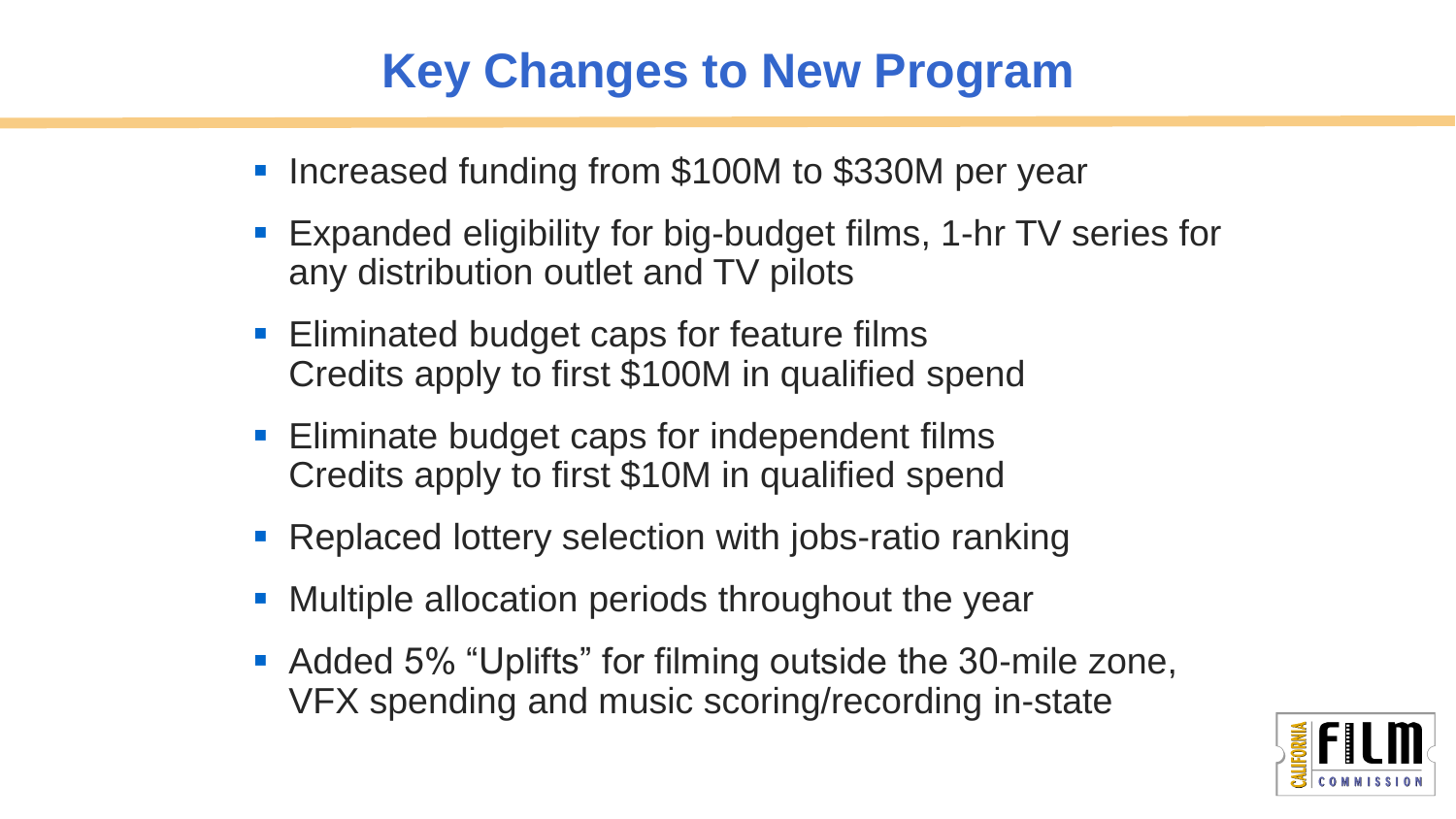# Key Changes to New Program

- Increased funding from $100M to $330M per year
- Expanded eligibility for big-budget films, 1-hr TV series for any distribution outlet and TV pilots
- Eliminated budget caps for feature films
  Credits apply to first $100M in qualified spend
- Eliminate budget caps for independent films
  Credits apply to first $10M in qualified spend
- Replaced lottery selection with jobs-ratio ranking
- Multiple allocation periods throughout the year
- Added 5% "Uplifts" for filming outside the 30-mile zone, VFX spending and music scoring/recording in-state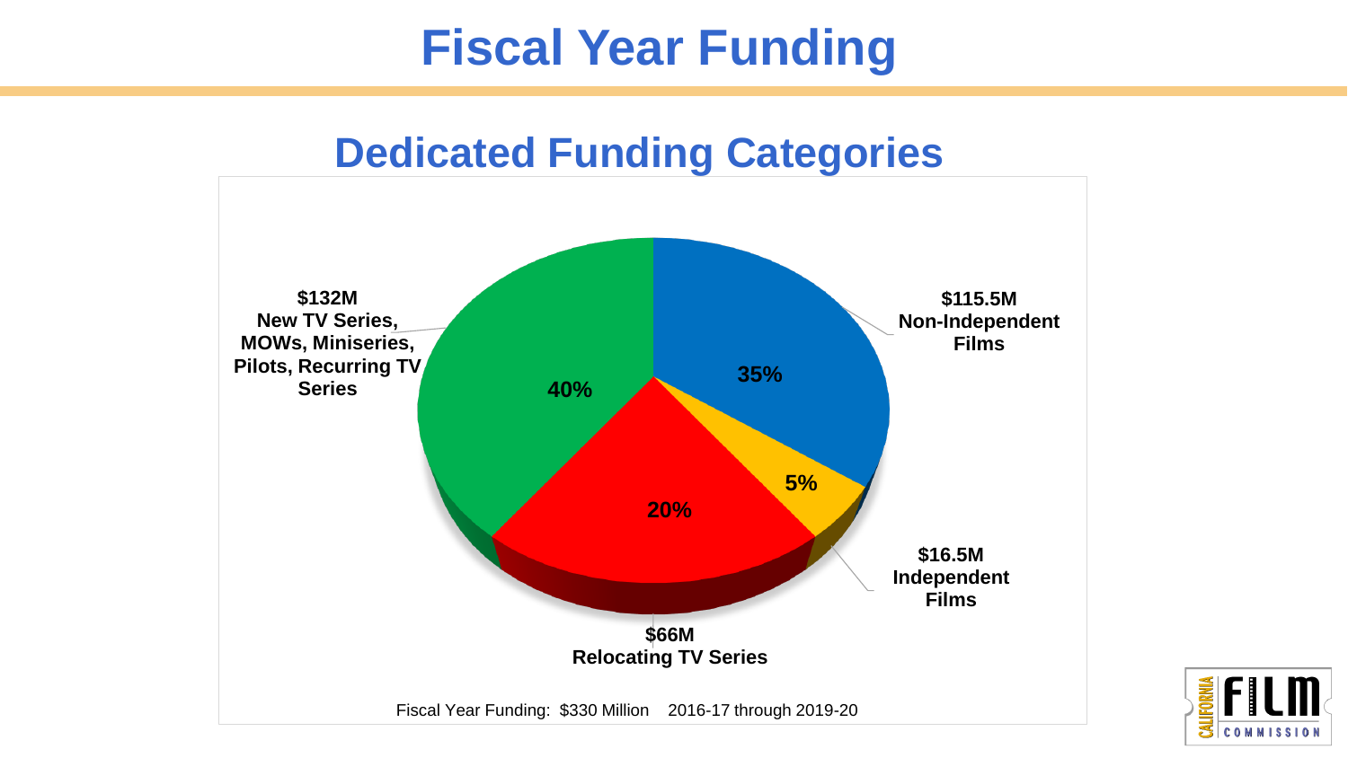# Fiscal Year Funding

## Dedicated Funding Categories

$132M
New TV Series, MOWs, Miniseries, Pilots, Recurring TV Series

40%

$115.5M
Non-Independent Films

35%

$16.5M
Independent Films

5%

$66M
Relocating TV Series

20%

Fiscal Year Funding: $330 Million 2016-17 through 2019-20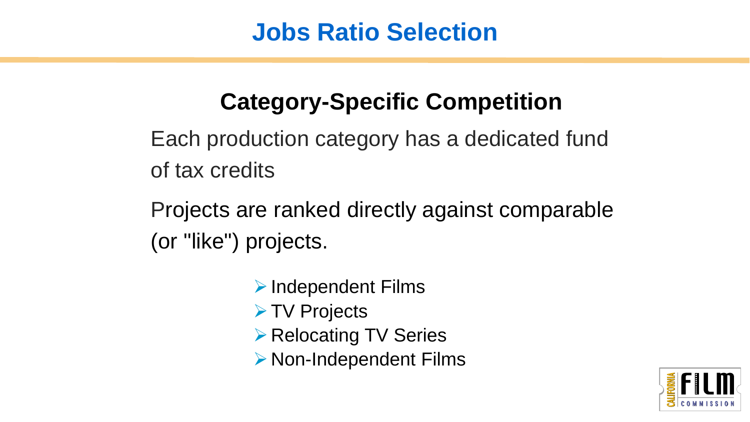# Jobs Ratio Selection

## Category-Specific Competition

Each production category has a dedicated fund of tax credits

Projects are ranked directly against comparable (or "like") projects.

- Independent Films
- TV Projects
- Relocating TV Series
- Non-Independent Films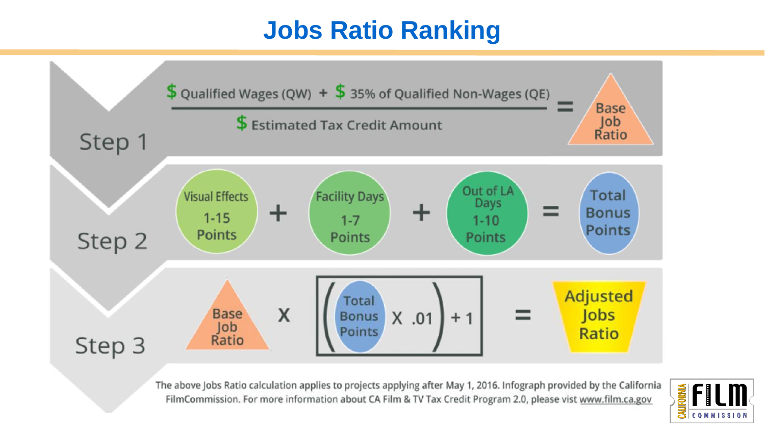# Jobs Ratio Ranking

**Step 1**

$$\frac{\$\ \text{Qualified Wages (QW)} + \$\ \text{35\% of Qualified Non-Wages (QE)}}{\$\ \text{Estimated Tax Credit Amount}} = \text{Base Job Ratio}$$

**Step 2**

Visual Effects 1-15 Points + Facility Days 1-7 Points + Out of LA Days 1-10 Points = Total Bonus Points

**Step 3**

$$\text{Base Job Ratio} \times \left[ \left( \text{Total Bonus Points} \times .01 \right) + 1 \right] = \text{Adjusted Jobs Ratio}$$

The above Jobs Ratio calculation applies to projects applying after May 1, 2016. Infograph provided by the California FilmCommission. For more information about CA Film & TV Tax Credit Program 2.0, please visit www.film.ca.gov

CALIFORNIA FILM COMMISSION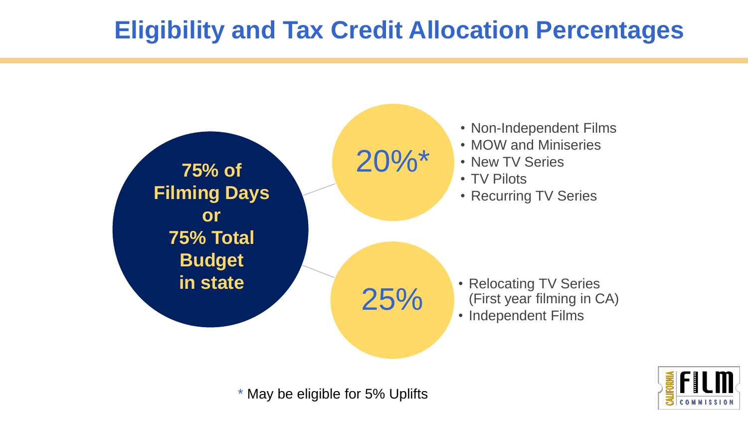# Eligibility and Tax Credit Allocation Percentages

**75% of Filming Days or 75% Total Budget in state**

**20%***

- Non-Independent Films
- MOW and Miniseries
- New TV Series
- TV Pilots
- Recurring TV Series

**25%**

- Relocating TV Series (First year filming in CA)
- Independent Films

* May be eligible for 5% Uplifts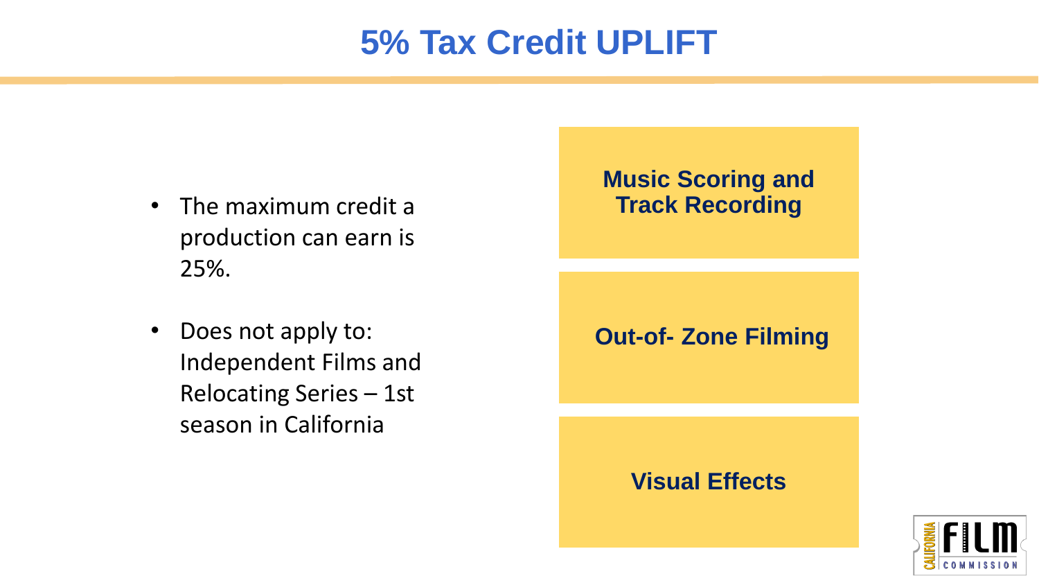# 5% Tax Credit UPLIFT

- The maximum credit a production can earn is 25%.
- Does not apply to: Independent Films and Relocating Series – 1st season in California

**Music Scoring and Track Recording**

**Out-of- Zone Filming**

**Visual Effects**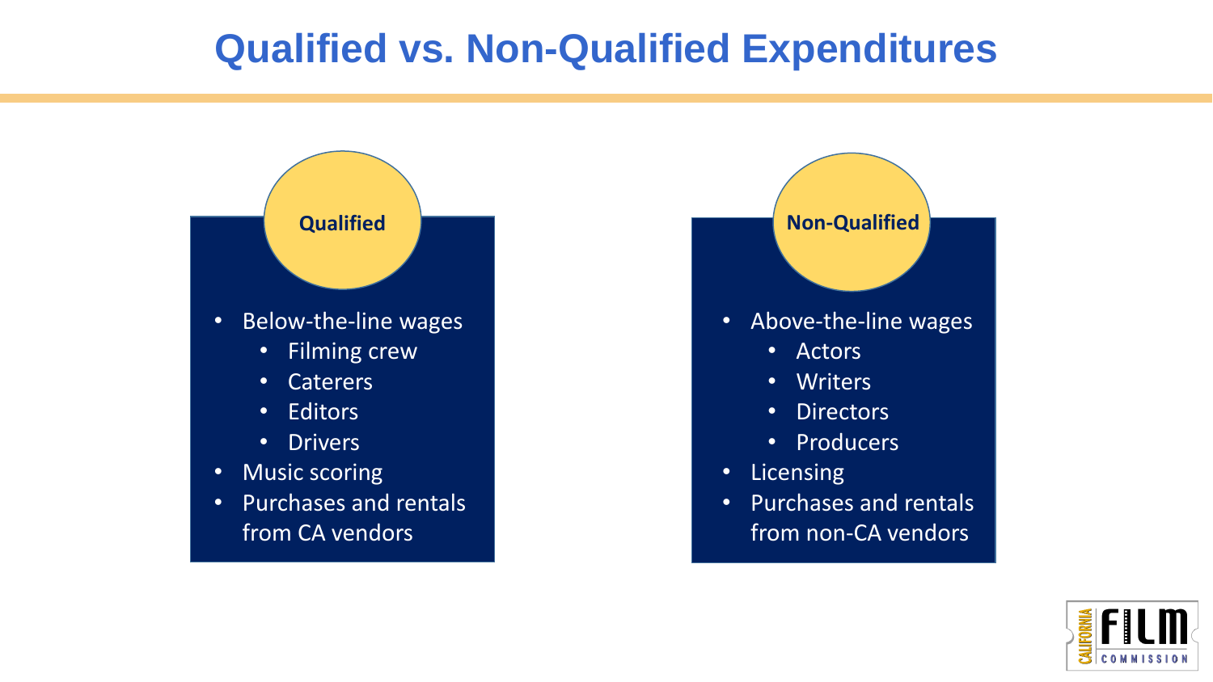# Qualified vs. Non-Qualified Expenditures

### Qualified

- Below-the-line wages
  - Filming crew
  - Caterers
  - Editors
  - Drivers
- Music scoring
- Purchases and rentals from CA vendors

### Non-Qualified

- Above-the-line wages
  - Actors
  - Writers
  - Directors
  - Producers
- Licensing
- Purchases and rentals from non-CA vendors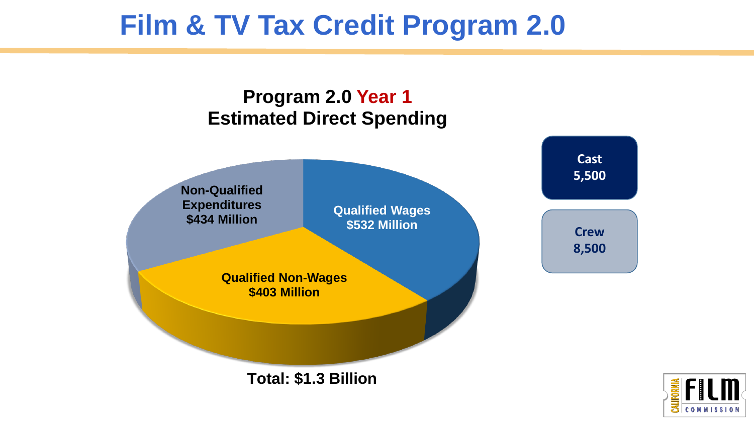# Film & TV Tax Credit Program 2.0

## Program 2.0 Year 1 Estimated Direct Spending

Non-Qualified Expenditures $434 Million

Qualified Wages $532 Million

Qualified Non-Wages $403 Million

**Total: $1.3 Billion**

**Cast**
**5,500**

**Crew**
**8,500**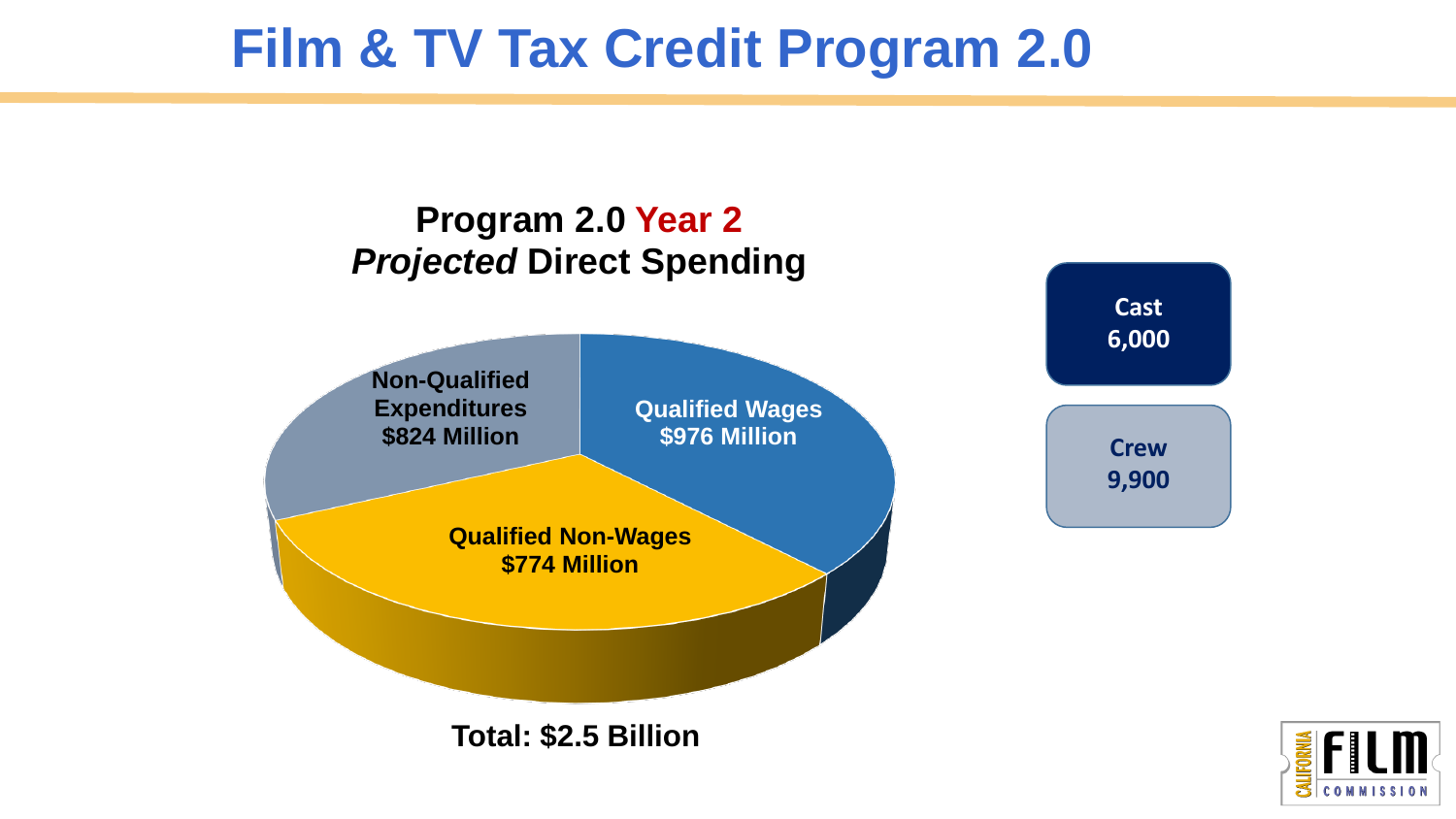# Film & TV Tax Credit Program 2.0

## Program 2.0 Year 2 *Projected* Direct Spending

- **Qualified Wages $976 Million**
- **Qualified Non-Wages $774 Million**
- **Non-Qualified Expenditures $824 Million**

**Total: $2.5 Billion**

**Cast 6,000**

**Crew 9,900**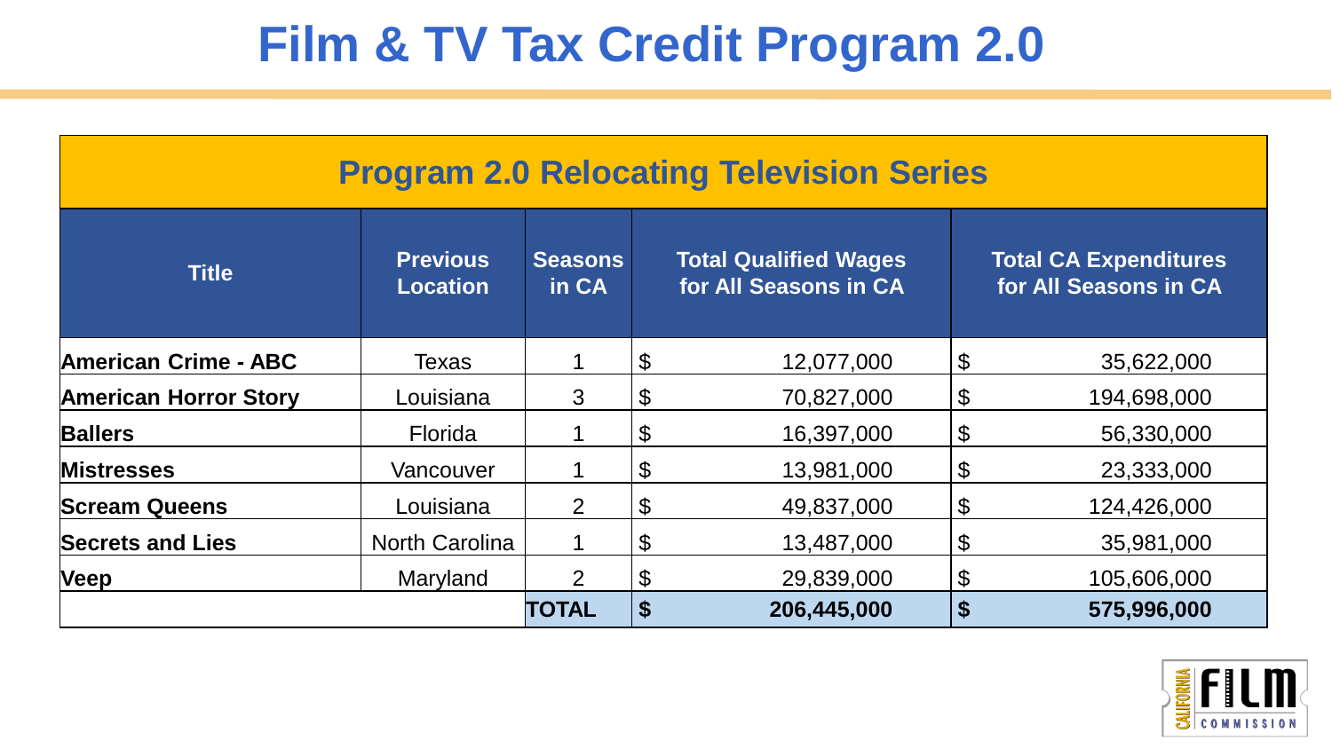# Film & TV Tax Credit Program 2.0

| Program 2.0 Relocating Television Series | | | | |
|---|---|---|---|---|
| **Title** | **Previous Location** | **Seasons in CA** | **Total Qualified Wages for All Seasons in CA** | **Total CA Expenditures for All Seasons in CA** |
| **American Crime - ABC** | Texas | 1 | $ 12,077,000 | $ 35,622,000 |
| **American Horror Story** | Louisiana | 3 | $ 70,827,000 | $ 194,698,000 |
| **Ballers** | Florida | 1 | $ 16,397,000 | $ 56,330,000 |
| **Mistresses** | Vancouver | 1 | $ 13,981,000 | $ 23,333,000 |
| **Scream Queens** | Louisiana | 2 | $ 49,837,000 | $ 124,426,000 |
| **Secrets and Lies** | North Carolina | 1 | $ 13,487,000 | $ 35,981,000 |
| **Veep** | Maryland | 2 | $ 29,839,000 | $ 105,606,000 |
| | | **TOTAL** | **$ 206,445,000** | **$ 575,996,000** |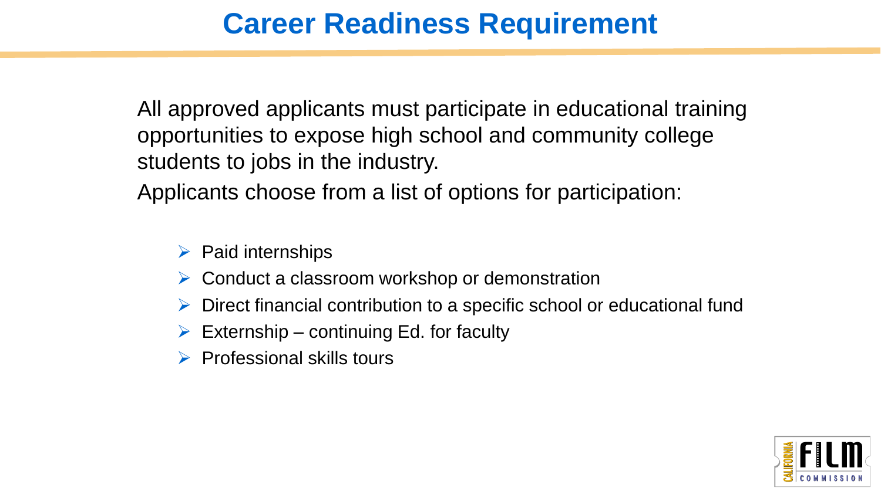# Career Readiness Requirement

All approved applicants must participate in educational training opportunities to expose high school and community college students to jobs in the industry.

Applicants choose from a list of options for participation:

- Paid internships
- Conduct a classroom workshop or demonstration
- Direct financial contribution to a specific school or educational fund
- Externship – continuing Ed. for faculty
- Professional skills tours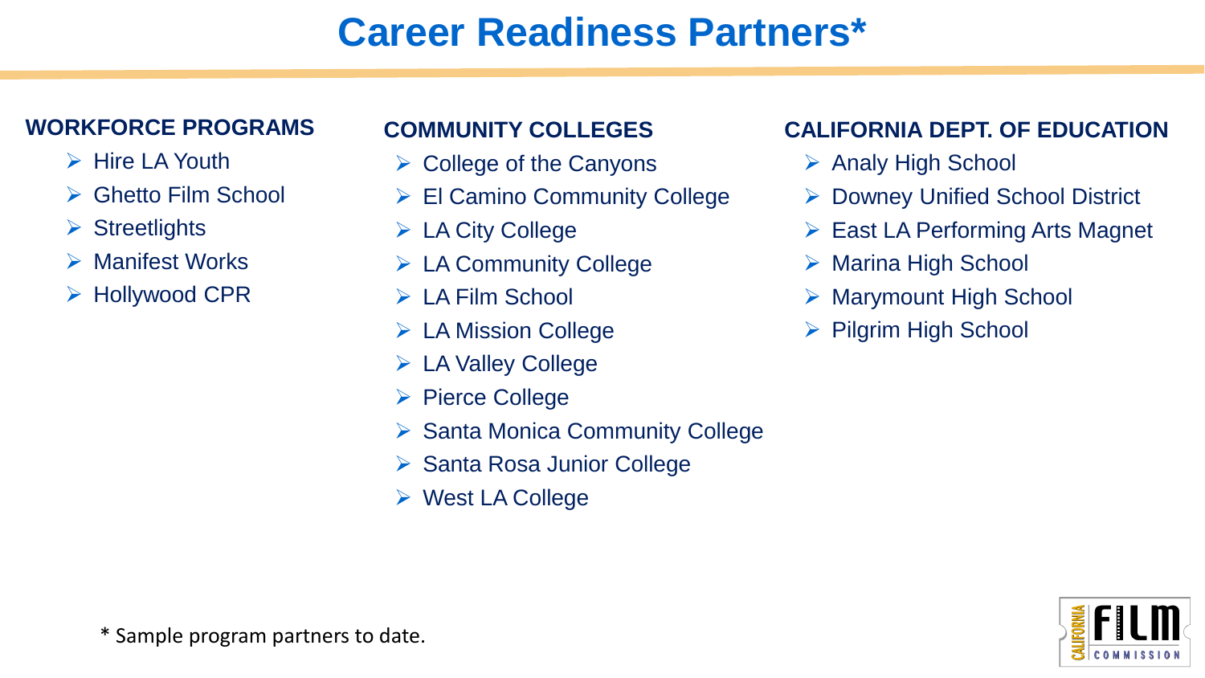# Career Readiness Partners*

### WORKFORCE PROGRAMS

- Hire LA Youth
- Ghetto Film School
- Streetlights
- Manifest Works
- Hollywood CPR

### COMMUNITY COLLEGES

- College of the Canyons
- El Camino Community College
- LA City College
- LA Community College
- LA Film School
- LA Mission College
- LA Valley College
- Pierce College
- Santa Monica Community College
- Santa Rosa Junior College
- West LA College

### CALIFORNIA DEPT. OF EDUCATION

- Analy High School
- Downey Unified School District
- East LA Performing Arts Magnet
- Marina High School
- Marymount High School
- Pilgrim High School

* Sample program partners to date.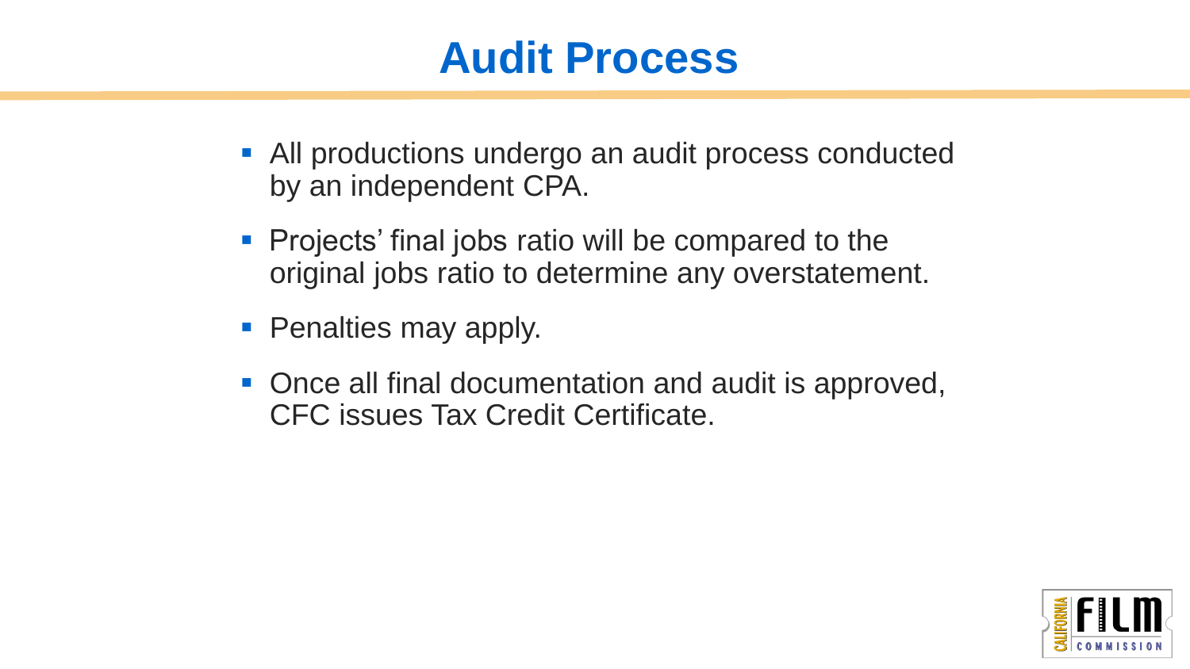# Audit Process

- All productions undergo an audit process conducted by an independent CPA.
- Projects' final jobs ratio will be compared to the original jobs ratio to determine any overstatement.
- Penalties may apply.
- Once all final documentation and audit is approved, CFC issues Tax Credit Certificate.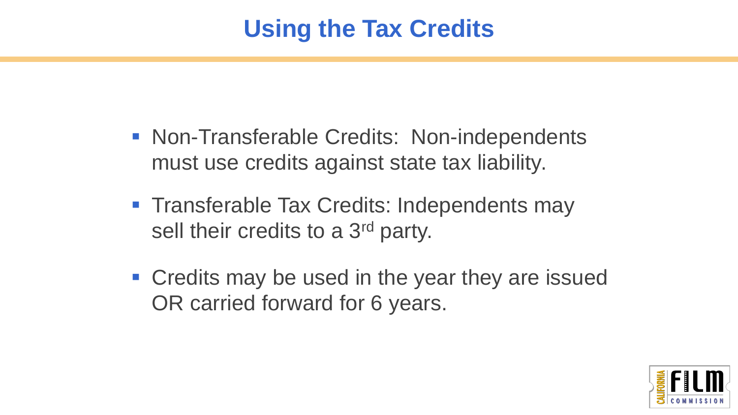# Using the Tax Credits

- Non-Transferable Credits: Non-independents must use credits against state tax liability.
- Transferable Tax Credits: Independents may sell their credits to a 3rd party.
- Credits may be used in the year they are issued OR carried forward for 6 years.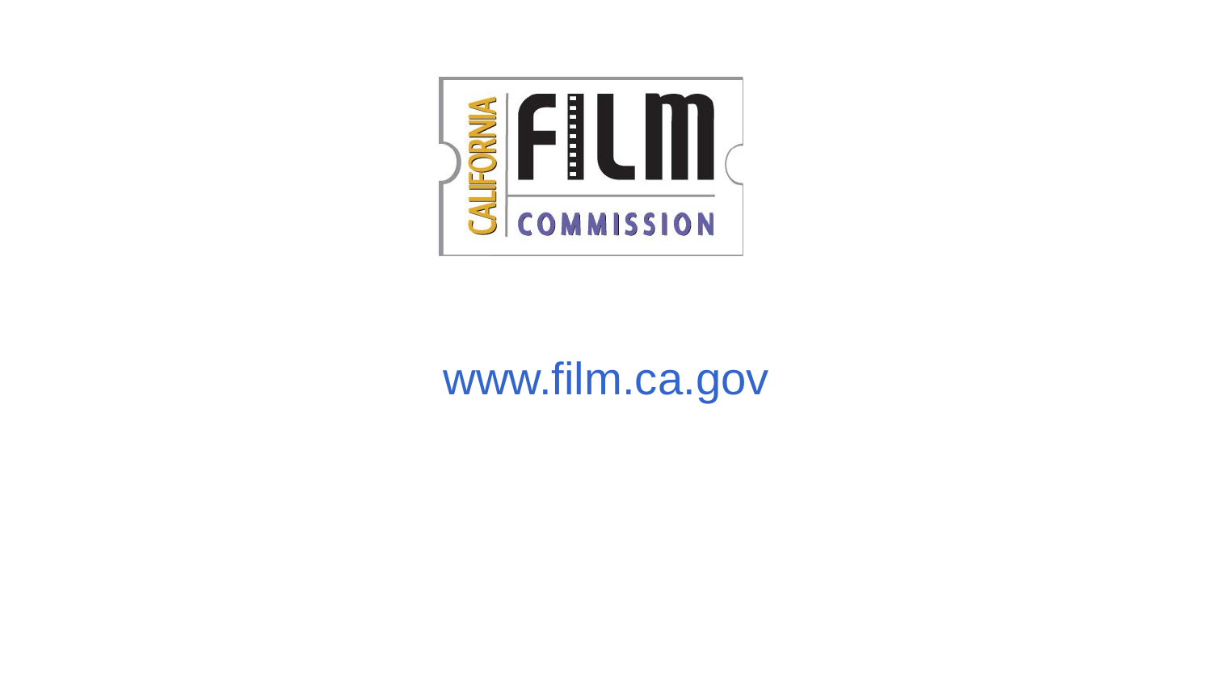CALIFORNIA FILM COMMISSION

www.film.ca.gov